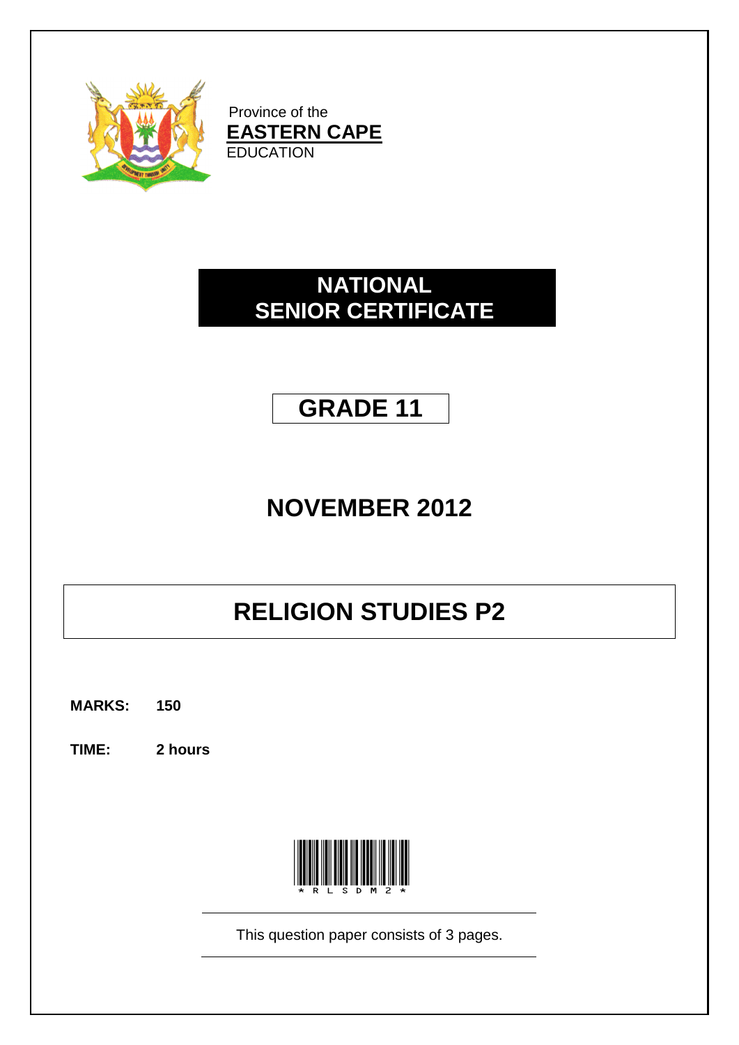Province of the
**EASTERN CAPE**
EDUCATION

# NATIONAL SENIOR CERTIFICATE

# GRADE 11

# NOVEMBER 2012

# RELIGION STUDIES P2

**MARKS: 150**

**TIME: 2 hours**

*RLSDM2*

This question paper consists of 3 pages.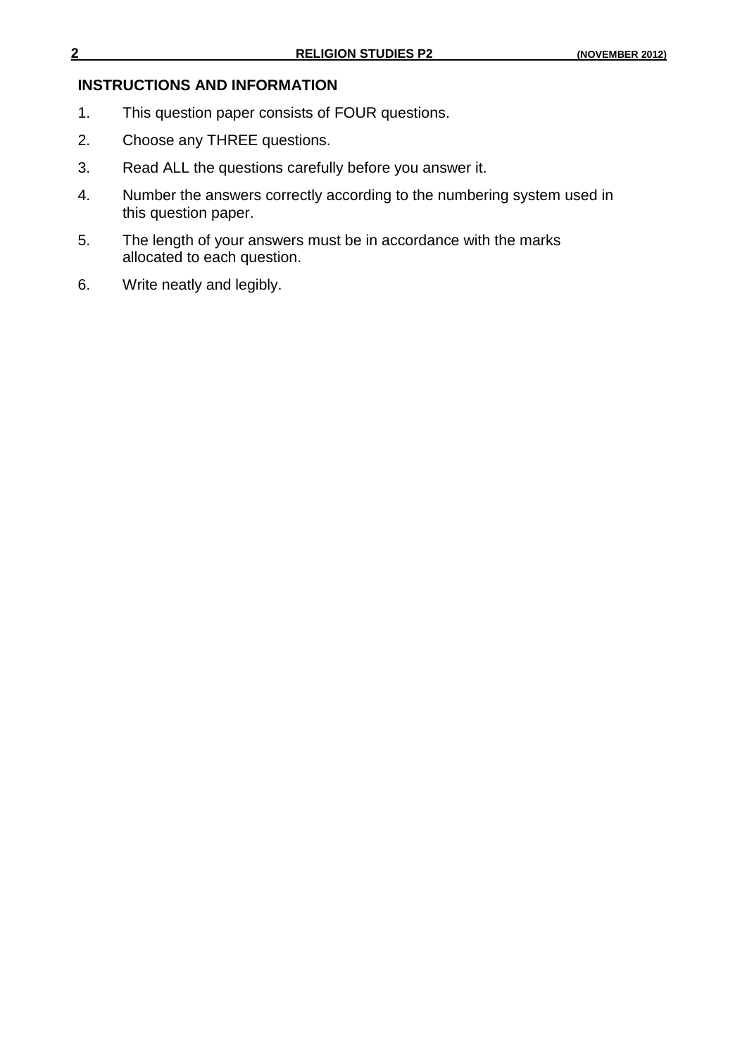## INSTRUCTIONS AND INFORMATION

1. This question paper consists of FOUR questions.
2. Choose any THREE questions.
3. Read ALL the questions carefully before you answer it.
4. Number the answers correctly according to the numbering system used in this question paper.
5. The length of your answers must be in accordance with the marks allocated to each question.
6. Write neatly and legibly.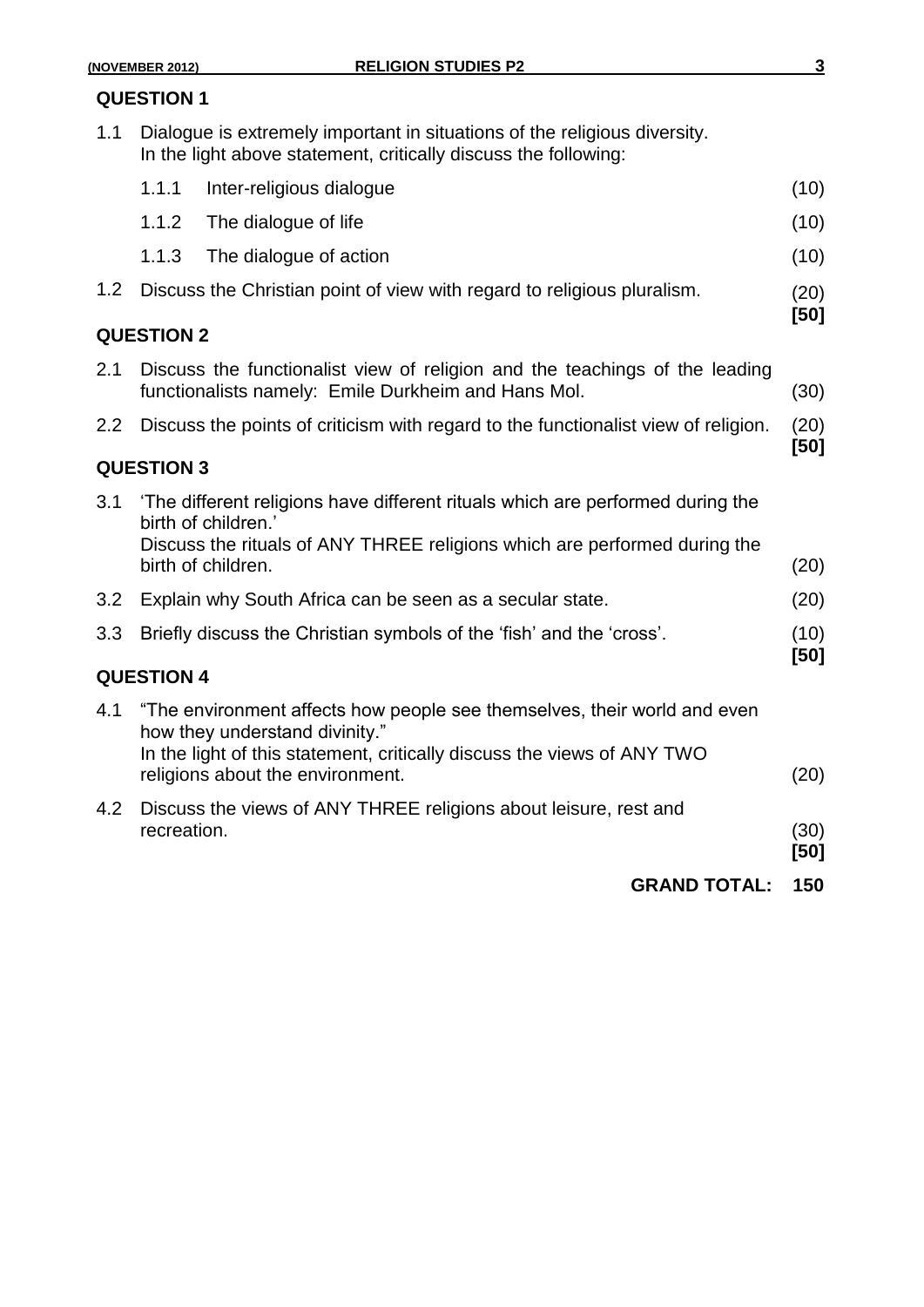## QUESTION 1

1.1 Dialogue is extremely important in situations of the religious diversity.
In the light above statement, critically discuss the following:

- 1.1.1 Inter-religious dialogue (10)
- 1.1.2 The dialogue of life (10)
- 1.1.3 The dialogue of action (10)

1.2 Discuss the Christian point of view with regard to religious pluralism. (20)
**[50]**

## QUESTION 2

2.1 Discuss the functionalist view of religion and the teachings of the leading functionalists namely: Emile Durkheim and Hans Mol. (30)

2.2 Discuss the points of criticism with regard to the functionalist view of religion. (20)
**[50]**

## QUESTION 3

3.1 'The different religions have different rituals which are performed during the birth of children.'
Discuss the rituals of ANY THREE religions which are performed during the birth of children. (20)

3.2 Explain why South Africa can be seen as a secular state. (20)

3.3 Briefly discuss the Christian symbols of the 'fish' and the 'cross'. (10)
**[50]**

## QUESTION 4

4.1 "The environment affects how people see themselves, their world and even how they understand divinity."
In the light of this statement, critically discuss the views of ANY TWO religions about the environment. (20)

4.2 Discuss the views of ANY THREE religions about leisure, rest and recreation. (30)
**[50]**

**GRAND TOTAL: 150**